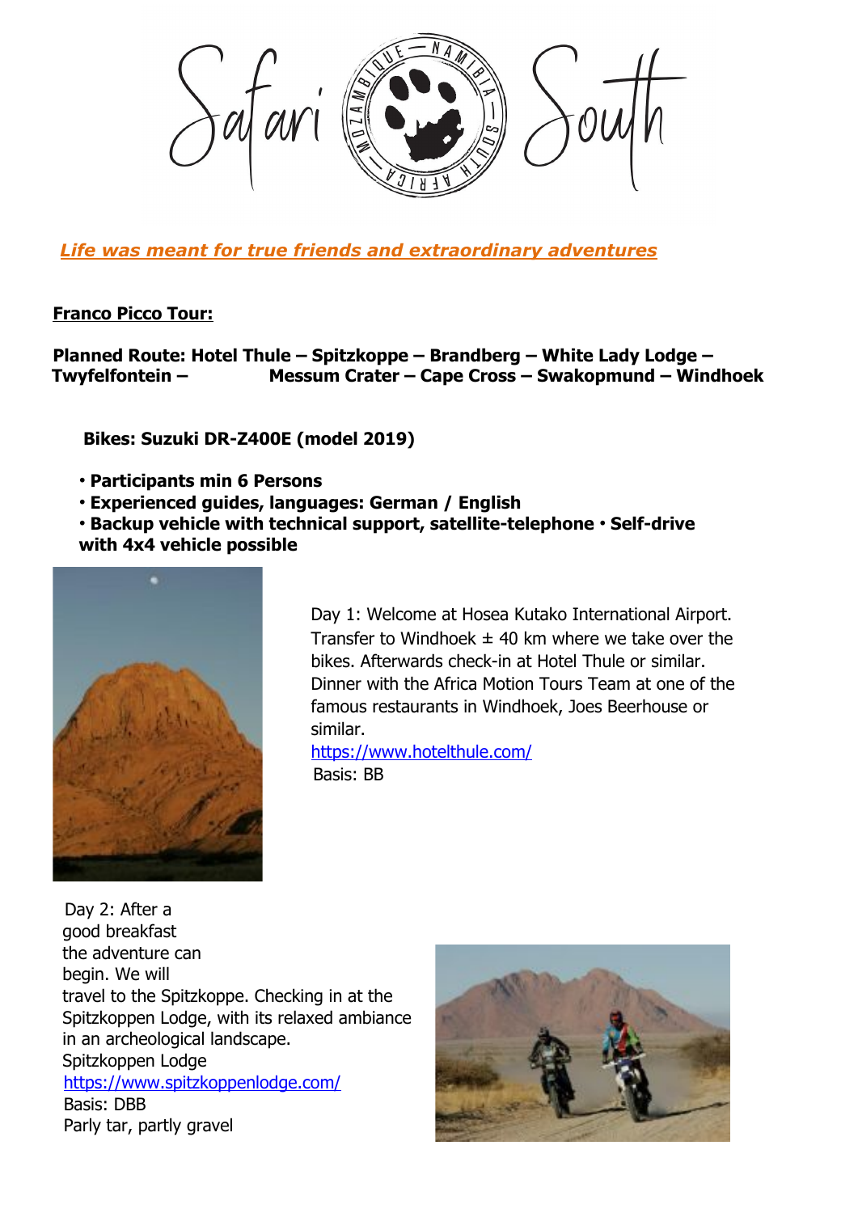# Safari South

***Life was meant for true friends and extraordinary adventures***

**Franco Picco Tour:**

**Planned Route: Hotel Thule – Spitzkoppe – Brandberg – White Lady Lodge – Twyfelfontein – Messum Crater – Cape Cross – Swakopmund – Windhoek**

**Bikes: Suzuki DR-Z400E (model 2019)**

- **Participants min 6 Persons**
- **Experienced guides, languages: German / English**
- **Backup vehicle with technical support, satellite-telephone** • **Self-drive with 4x4 vehicle possible**

Day 1: Welcome at Hosea Kutako International Airport. Transfer to Windhoek ± 40 km where we take over the bikes. Afterwards check-in at Hotel Thule or similar. Dinner with the Africa Motion Tours Team at one of the famous restaurants in Windhoek, Joes Beerhouse or similar.
https://www.hotelthule.com/
Basis: BB

Day 2: After a good breakfast the adventure can begin. We will travel to the Spitzkoppe. Checking in at the Spitzkoppen Lodge, with its relaxed ambiance in an archeological landscape.
Spitzkoppen Lodge
https://www.spitzkoppenlodge.com/
Basis: DBB
Parly tar, partly gravel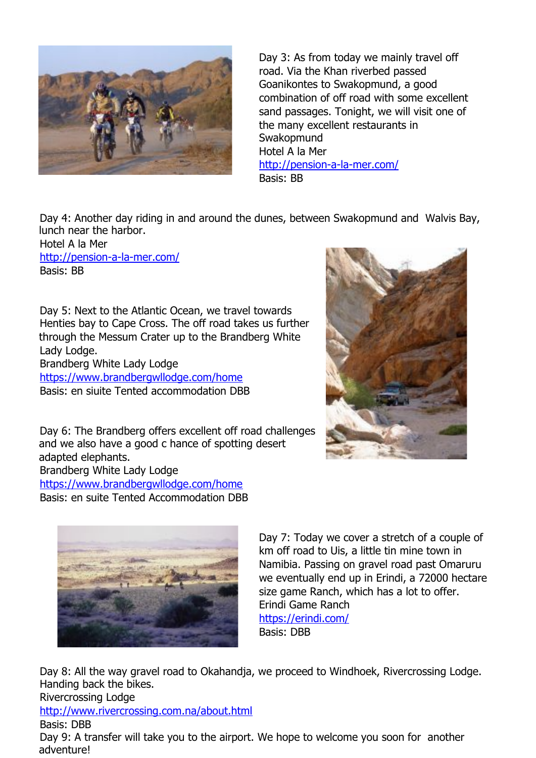Day 3: As from today we mainly travel off road. Via the Khan riverbed passed Goanikontes to Swakopmund, a good combination of off road with some excellent sand passages. Tonight, we will visit one of the many excellent restaurants in Swakopmund
Hotel A la Mer
http://pension-a-la-mer.com/
Basis: BB

Day 4: Another day riding in and around the dunes, between Swakopmund and Walvis Bay, lunch near the harbor.
Hotel A la Mer
http://pension-a-la-mer.com/
Basis: BB

Day 5: Next to the Atlantic Ocean, we travel towards Henties bay to Cape Cross. The off road takes us further through the Messum Crater up to the Brandberg White Lady Lodge.
Brandberg White Lady Lodge
https://www.brandbergwllodge.com/home
Basis: en siuite Tented accommodation DBB

Day 6: The Brandberg offers excellent off road challenges and we also have a good c hance of spotting desert adapted elephants.
Brandberg White Lady Lodge
https://www.brandbergwllodge.com/home
Basis: en suite Tented Accommodation DBB

Day 7: Today we cover a stretch of a couple of km off road to Uis, a little tin mine town in Namibia. Passing on gravel road past Omaruru we eventually end up in Erindi, a 72000 hectare size game Ranch, which has a lot to offer.
Erindi Game Ranch
https://erindi.com/
Basis: DBB

Day 8: All the way gravel road to Okahandja, we proceed to Windhoek, Rivercrossing Lodge. Handing back the bikes.
Rivercrossing Lodge
http://www.rivercrossing.com.na/about.html
Basis: DBB
Day 9: A transfer will take you to the airport. We hope to welcome you soon for another adventure!